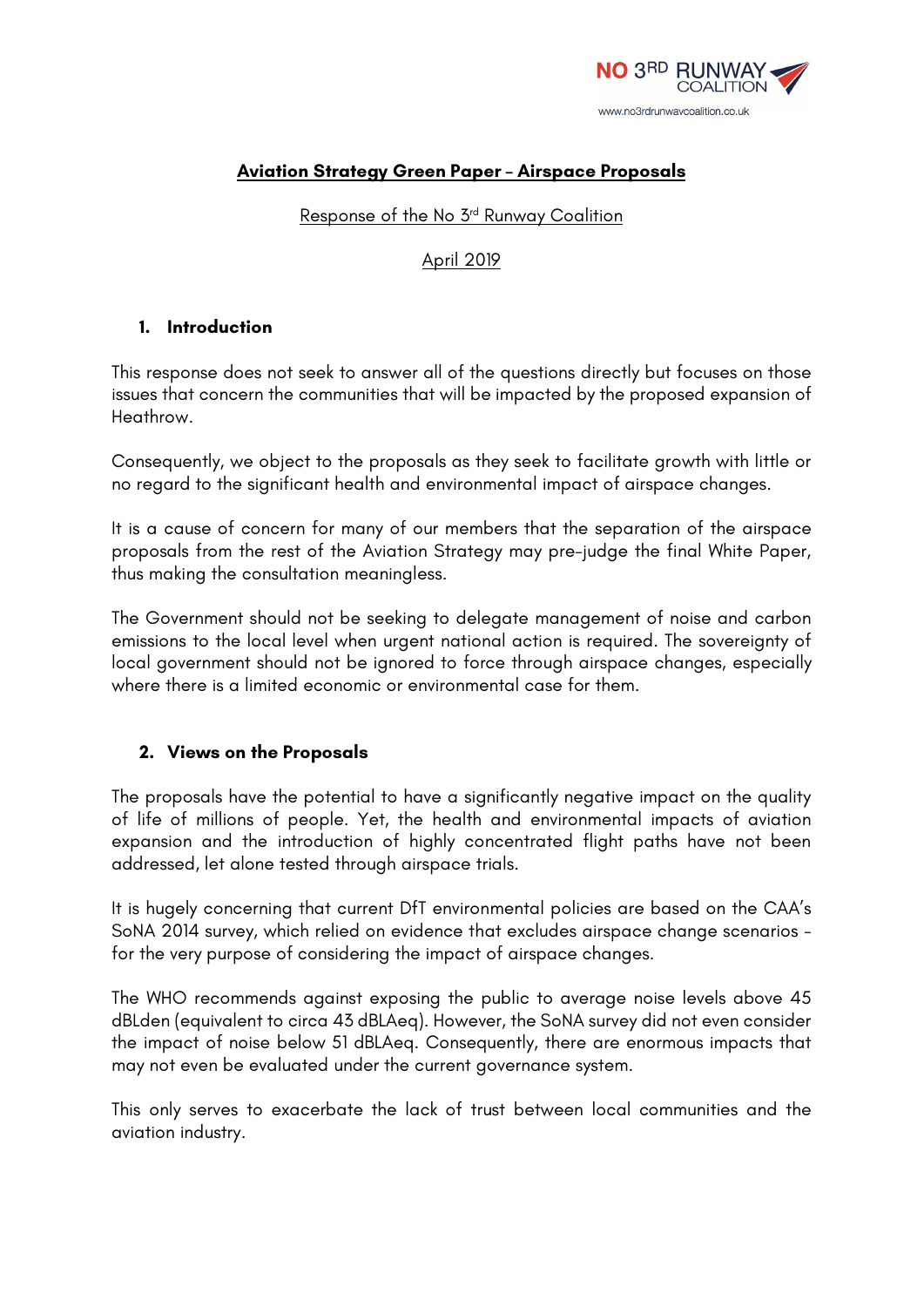NO 3RD RUNWAY COALITION
www.no3rdrunwaycoalition.co.uk

# Aviation Strategy Green Paper – Airspace Proposals

Response of the No 3rd Runway Coalition

April 2019

## 1. Introduction

This response does not seek to answer all of the questions directly but focuses on those issues that concern the communities that will be impacted by the proposed expansion of Heathrow.

Consequently, we object to the proposals as they seek to facilitate growth with little or no regard to the significant health and environmental impact of airspace changes.

It is a cause of concern for many of our members that the separation of the airspace proposals from the rest of the Aviation Strategy may pre-judge the final White Paper, thus making the consultation meaningless.

The Government should not be seeking to delegate management of noise and carbon emissions to the local level when urgent national action is required. The sovereignty of local government should not be ignored to force through airspace changes, especially where there is a limited economic or environmental case for them.

## 2. Views on the Proposals

The proposals have the potential to have a significantly negative impact on the quality of life of millions of people. Yet, the health and environmental impacts of aviation expansion and the introduction of highly concentrated flight paths have not been addressed, let alone tested through airspace trials.

It is hugely concerning that current DfT environmental policies are based on the CAA's SoNA 2014 survey, which relied on evidence that excludes airspace change scenarios – for the very purpose of considering the impact of airspace changes.

The WHO recommends against exposing the public to average noise levels above 45 dBLden (equivalent to circa 43 dBLAeq). However, the SoNA survey did not even consider the impact of noise below 51 dBLAeq. Consequently, there are enormous impacts that may not even be evaluated under the current governance system.

This only serves to exacerbate the lack of trust between local communities and the aviation industry.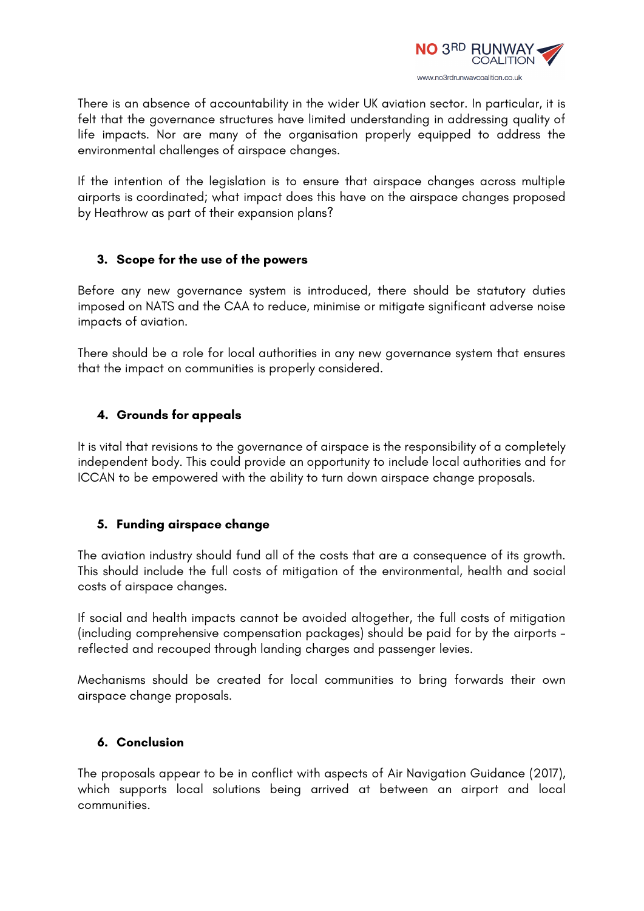There is an absence of accountability in the wider UK aviation sector. In particular, it is felt that the governance structures have limited understanding in addressing quality of life impacts. Nor are many of the organisation properly equipped to address the environmental challenges of airspace changes.

If the intention of the legislation is to ensure that airspace changes across multiple airports is coordinated; what impact does this have on the airspace changes proposed by Heathrow as part of their expansion plans?

## 3. Scope for the use of the powers

Before any new governance system is introduced, there should be statutory duties imposed on NATS and the CAA to reduce, minimise or mitigate significant adverse noise impacts of aviation.

There should be a role for local authorities in any new governance system that ensures that the impact on communities is properly considered.

## 4. Grounds for appeals

It is vital that revisions to the governance of airspace is the responsibility of a completely independent body. This could provide an opportunity to include local authorities and for ICCAN to be empowered with the ability to turn down airspace change proposals.

## 5. Funding airspace change

The aviation industry should fund all of the costs that are a consequence of its growth. This should include the full costs of mitigation of the environmental, health and social costs of airspace changes.

If social and health impacts cannot be avoided altogether, the full costs of mitigation (including comprehensive compensation packages) should be paid for by the airports – reflected and recouped through landing charges and passenger levies.

Mechanisms should be created for local communities to bring forwards their own airspace change proposals.

## 6. Conclusion

The proposals appear to be in conflict with aspects of Air Navigation Guidance (2017), which supports local solutions being arrived at between an airport and local communities.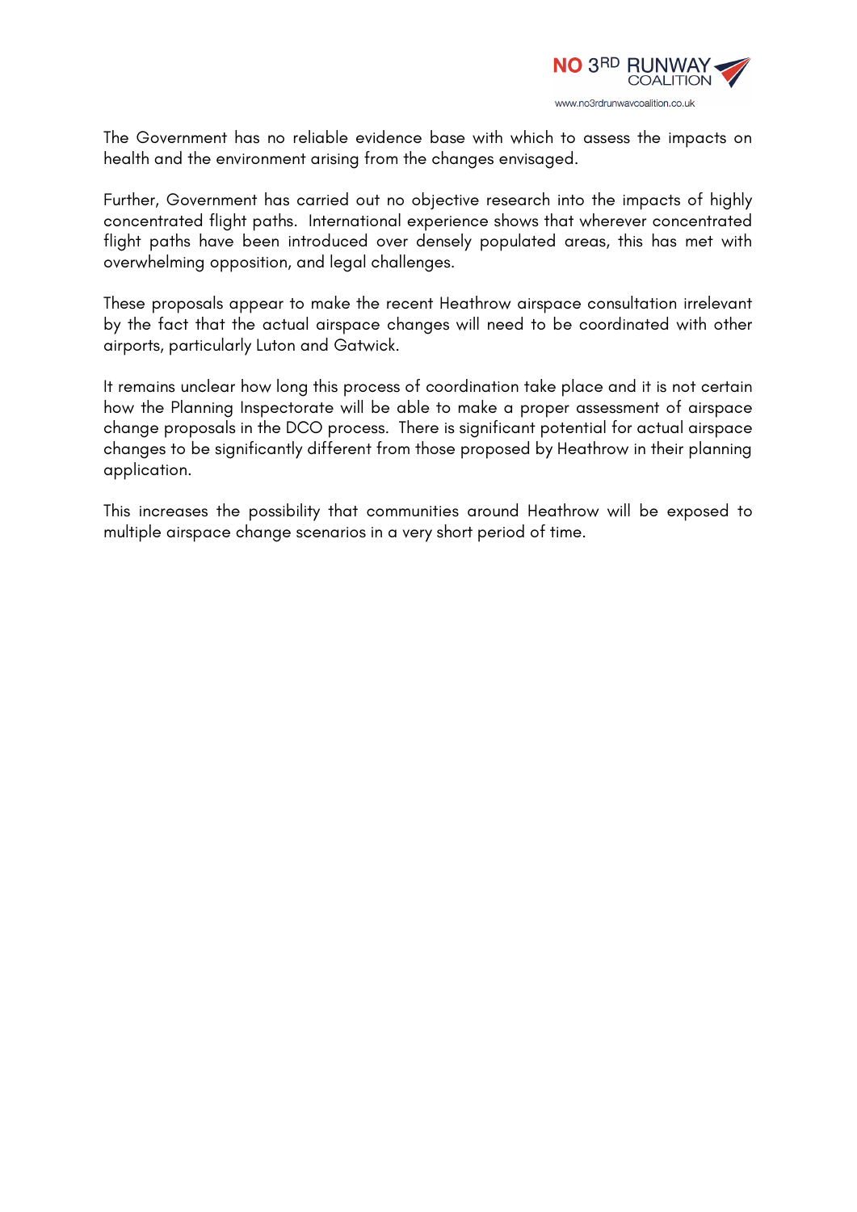The Government has no reliable evidence base with which to assess the impacts on health and the environment arising from the changes envisaged.

Further, Government has carried out no objective research into the impacts of highly concentrated flight paths. International experience shows that wherever concentrated flight paths have been introduced over densely populated areas, this has met with overwhelming opposition, and legal challenges.

These proposals appear to make the recent Heathrow airspace consultation irrelevant by the fact that the actual airspace changes will need to be coordinated with other airports, particularly Luton and Gatwick.

It remains unclear how long this process of coordination take place and it is not certain how the Planning Inspectorate will be able to make a proper assessment of airspace change proposals in the DCO process. There is significant potential for actual airspace changes to be significantly different from those proposed by Heathrow in their planning application.

This increases the possibility that communities around Heathrow will be exposed to multiple airspace change scenarios in a very short period of time.